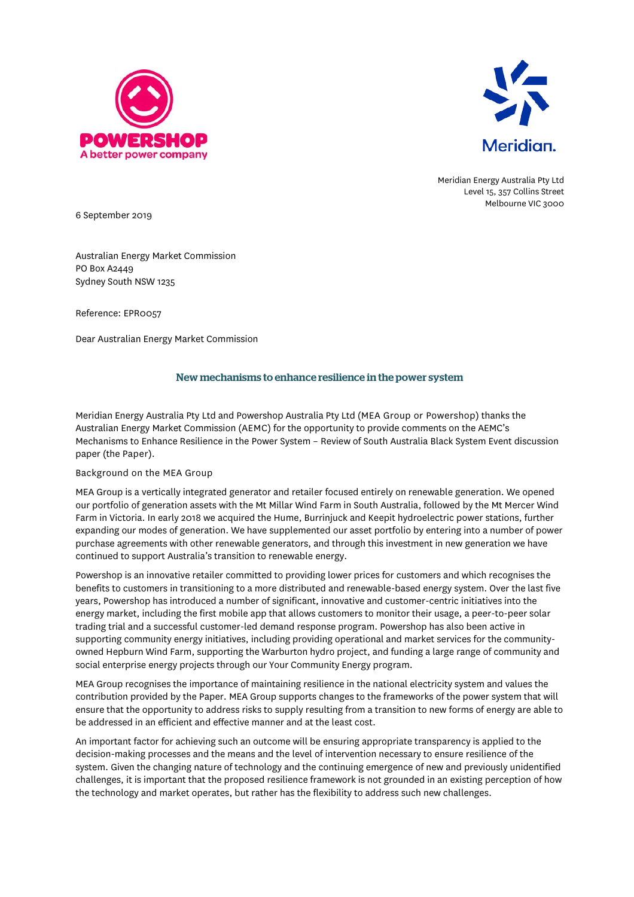Meridian Energy Australia Pty Ltd
Level 15, 357 Collins Street
Melbourne VIC 3000

6 September 2019

Australian Energy Market Commission
PO Box A2449
Sydney South NSW 1235

Reference: EPR0057

Dear Australian Energy Market Commission

## New mechanisms to enhance resilience in the power system

Meridian Energy Australia Pty Ltd and Powershop Australia Pty Ltd (MEA Group or Powershop) thanks the Australian Energy Market Commission (AEMC) for the opportunity to provide comments on the AEMC's Mechanisms to Enhance Resilience in the Power System – Review of South Australia Black System Event discussion paper (the Paper).

Background on the MEA Group

MEA Group is a vertically integrated generator and retailer focused entirely on renewable generation. We opened our portfolio of generation assets with the Mt Millar Wind Farm in South Australia, followed by the Mt Mercer Wind Farm in Victoria. In early 2018 we acquired the Hume, Burrinjuck and Keepit hydroelectric power stations, further expanding our modes of generation. We have supplemented our asset portfolio by entering into a number of power purchase agreements with other renewable generators, and through this investment in new generation we have continued to support Australia's transition to renewable energy.

Powershop is an innovative retailer committed to lower prices for customers and which recognises the benefits to customers in transitioning to a more distributed and renewable-based energy system. Over the last five years, Powershop has introduced a number of significant, innovative and customer-centric initiatives into the energy market, including the first mobile app that allows customers to monitor their usage, a peer-to-peer solar trading trial and a successful customer-led demand response program. Powershop has also been active in supporting community energy initiatives, including providing operational and market services for the community-owned Hepburn Wind Farm, supporting the Warburton hydro project, and funding a large range of community and social enterprise energy projects through our Your Community Energy program.

MEA Group recognises the importance of maintaining resilience in the national electricity system and values the contribution provided by the Paper. MEA Group supports changes to the frameworks of the power system that will ensure that the opportunity to address risks to supply resulting from a transition to new forms of energy are able to be addressed in an efficient and effective manner and at the least cost.

An important factor for achieving such an outcome will be ensuring appropriate transparency is applied to the decision-making processes and the means and the level of intervention necessary to ensure resilience of the system. Given the changing nature of technology and the continuing emergence of new and previously unidentified challenges, it is important that the proposed resilience framework is not grounded in an existing perception of how the technology and market operates, but rather has the flexibility to address such new challenges.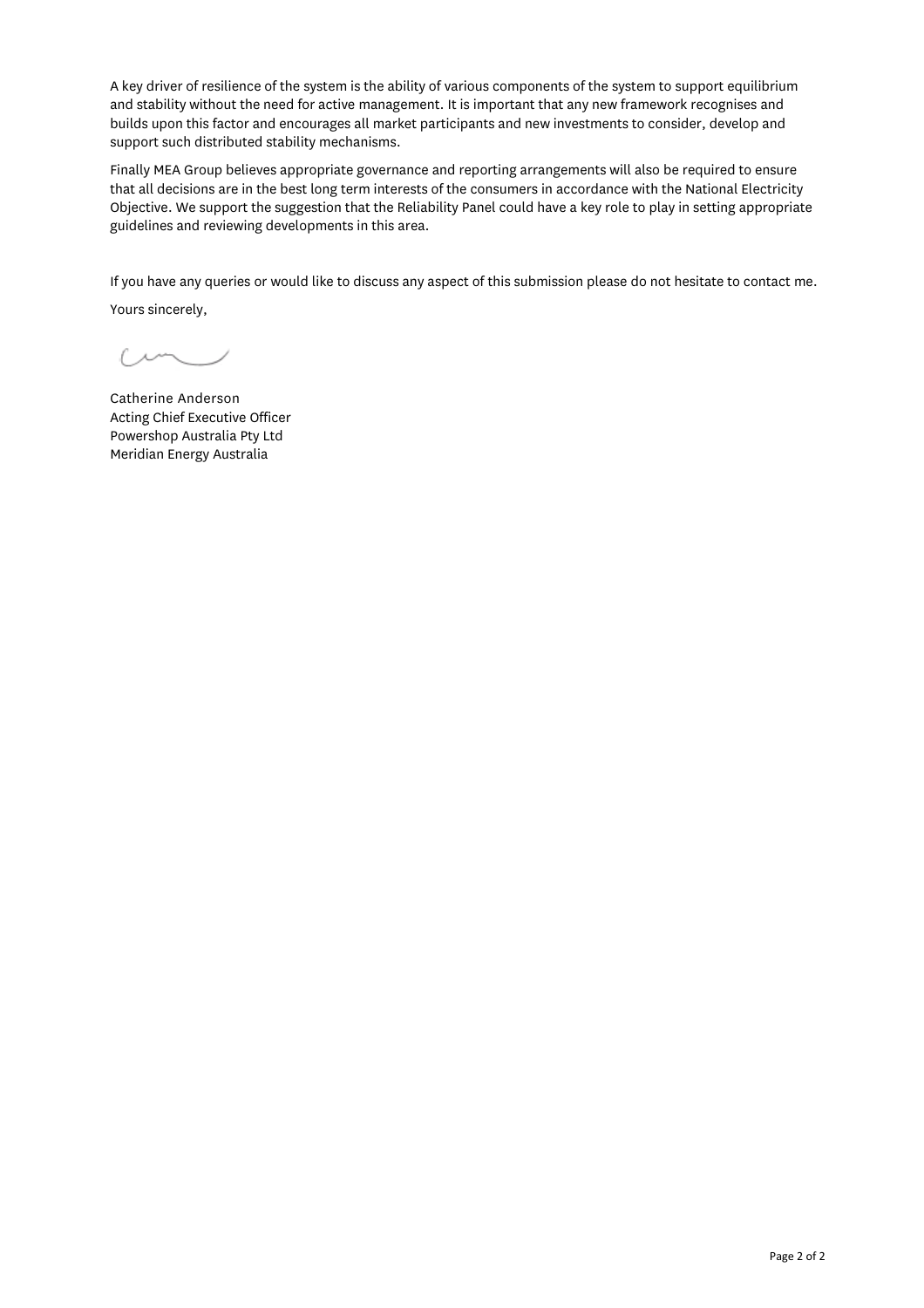A key driver of resilience of the system is the ability of various components of the system to support equilibrium and stability without the need for active management. It is important that any new framework recognises and builds upon this factor and encourages all market participants and new investments to consider, develop and support such distributed stability mechanisms.

Finally MEA Group believes appropriate governance and reporting arrangements will also be required to ensure that all decisions are in the best long term interests of the consumers in accordance with the National Electricity Objective. We support the suggestion that the Reliability Panel could have a key role to play in setting appropriate guidelines and reviewing developments in this area.

If you have any queries or would like to discuss any aspect of this submission please do not hesitate to contact me.

Yours sincerely,

Catherine Anderson
Acting Chief Executive Officer
Powershop Australia Pty Ltd
Meridian Energy Australia